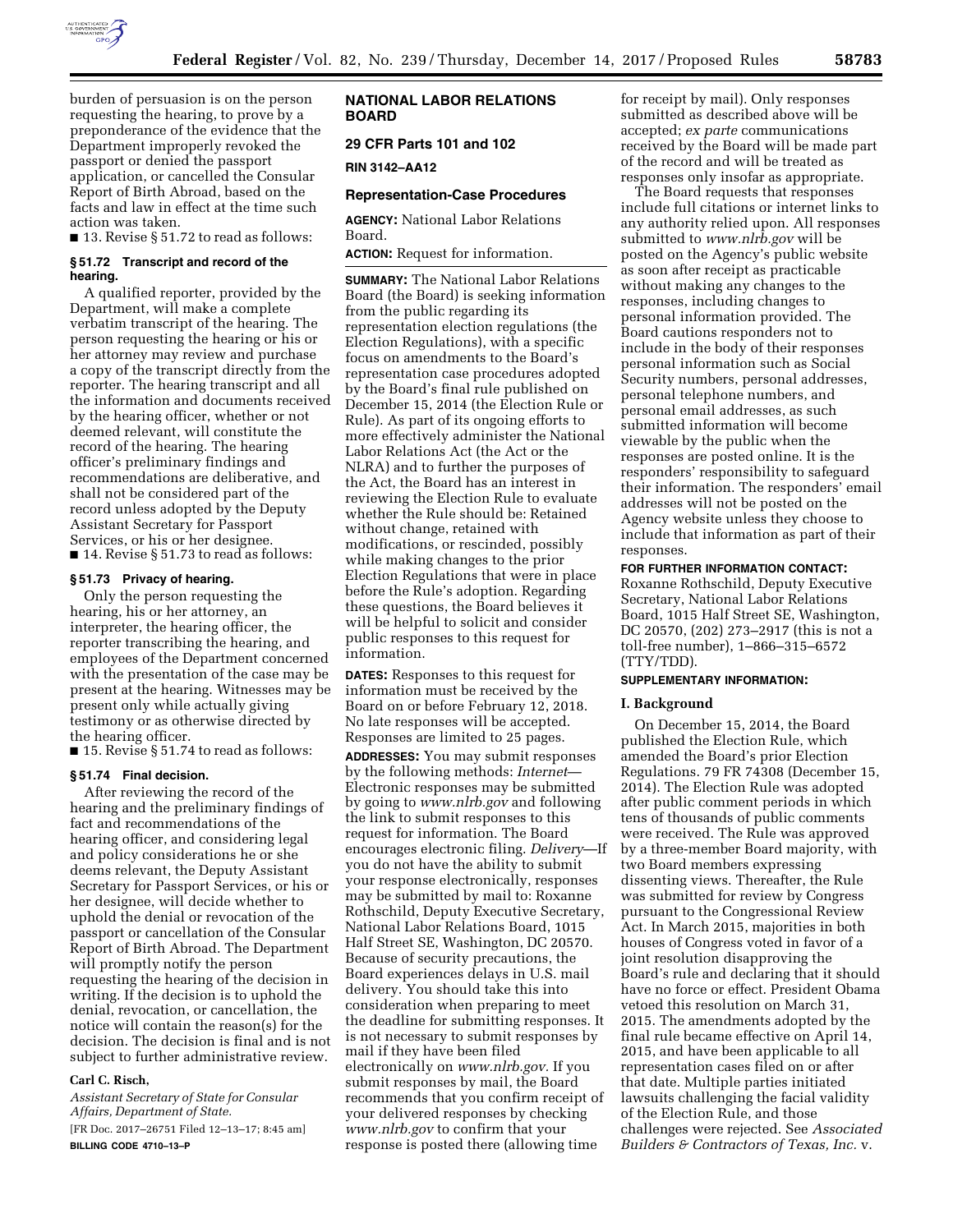burden of persuasion is on the person requesting the hearing, to prove by a preponderance of the evidence that the Department improperly revoked the passport or denied the passport application, or cancelled the Consular Report of Birth Abroad, based on the facts and law in effect at the time such action was taken.

■ 13. Revise § 51.72 to read as follows:

**§ 51.72 Transcript and record of the hearing.**

A qualified reporter, provided by the Department, will make a complete verbatim transcript of the hearing. The person requesting the hearing or his or her attorney may review and purchase a copy of the transcript directly from the reporter. The hearing transcript and all the information and documents received by the hearing officer, whether or not deemed relevant, will constitute the record of the hearing. The hearing officer's preliminary findings and recommendations are deliberative, and shall not be considered part of the record unless adopted by the Deputy Assistant Secretary for Passport Services, or his or her designee.

■ 14. Revise § 51.73 to read as follows:

**§ 51.73 Privacy of hearing.**

Only the person requesting the hearing, his or her attorney, an interpreter, the hearing officer, the reporter transcribing the hearing, and employees of the Department concerned with the presentation of the case may be present at the hearing. Witnesses may be present only while actually giving testimony or as otherwise directed by the hearing officer.

■ 15. Revise § 51.74 to read as follows:

**§ 51.74 Final decision.**

After reviewing the record of the hearing and the preliminary findings of fact and recommendations of the hearing officer, and considering legal and policy considerations he or she deems relevant, the Deputy Assistant Secretary for Passport Services, or his or her designee, will decide whether to uphold the denial or revocation of the passport or cancellation of the Consular Report of Birth Abroad. The Department will promptly notify the person requesting the hearing of the decision in writing. If the decision is to uphold the denial, revocation, or cancellation, the notice will contain the reason(s) for the decision. The decision is final and is not subject to further administrative review.

**Carl C. Risch,**

*Assistant Secretary of State for Consular Affairs, Department of State.*

[FR Doc. 2017–26751 Filed 12–13–17; 8:45 am]

**BILLING CODE 4710–13–P**

## NATIONAL LABOR RELATIONS BOARD

### 29 CFR Parts 101 and 102

**RIN 3142–AA12**

### Representation-Case Procedures

**AGENCY:** National Labor Relations Board.

**ACTION:** Request for information.

**SUMMARY:** The National Labor Relations Board (the Board) is seeking information from the public regarding its representation election regulations (the Election Regulations), with a specific focus on amendments to the Board's representation case procedures adopted by the Board's final rule published on December 15, 2014 (the Election Rule or Rule). As part of its ongoing efforts to more effectively administer the National Labor Relations Act (the Act or the NLRA) and to further the purposes of the Act, the Board has an interest in reviewing the Election Rule to evaluate whether the Rule should be: Retained without change, retained with modifications, or rescinded, possibly while making changes to the prior Election Regulations that were in place before the Rule's adoption. Regarding these questions, the Board believes it will be helpful to solicit and consider public responses to this request for information.

**DATES:** Responses to this request for information must be received by the Board on or before February 12, 2018. No late responses will be accepted. Responses are limited to 25 pages.

**ADDRESSES:** You may submit responses by the following methods: *Internet*—Electronic responses may be submitted by going to *www.nlrb.gov* and following the link to submit responses to this request for information. The Board encourages electronic filing. *Delivery*—If you do not have the ability to submit your response electronically, responses may be submitted by mail to: Roxanne Rothschild, Deputy Executive Secretary, National Labor Relations Board, 1015 Half Street SE, Washington, DC 20570. Because of security precautions, the Board experiences delays in U.S. mail delivery. You should take this into consideration when preparing to meet the deadline for submitting responses. It is not necessary to submit responses by mail if they have been filed electronically on *www.nlrb.gov*. If you submit responses by mail, the Board recommends that you confirm receipt of your delivered responses by checking *www.nlrb.gov* to confirm that your response is posted there (allowing time for receipt by mail). Only responses submitted as described above will be accepted; *ex parte* communications received by the Board will be made part of the record and will be treated as responses only insofar as appropriate.

The Board requests that responses include full citations or internet links to any authority relied upon. All responses submitted to *www.nlrb.gov* will be posted on the Agency's public website as soon after receipt as practicable without making any changes to the responses, including changes to personal information provided. The Board cautions responders not to include in the body of their responses personal information such as Social Security numbers, personal addresses, personal telephone numbers, and personal email addresses, as such submitted information will become viewable by the public when the responses are posted online. It is the responders' responsibility to safeguard their information. The responders' email addresses will not be posted on the Agency website unless they choose to include that information as part of their responses.

**FOR FURTHER INFORMATION CONTACT:** Roxanne Rothschild, Deputy Executive Secretary, National Labor Relations Board, 1015 Half Street SE, Washington, DC 20570, (202) 273–2917 (this is not a toll-free number), 1–866–315–6572 (TTY/TDD).

**SUPPLEMENTARY INFORMATION:**

### I. Background

On December 15, 2014, the Board published the Election Rule, which amended the Board's prior Election Regulations. 79 FR 74308 (December 15, 2014). The Election Rule was adopted after public comment periods in which tens of thousands of public comments were received. The Rule was approved by a three-member Board majority, with two Board members expressing dissenting views. Thereafter, the Rule was submitted for review by Congress pursuant to the Congressional Review Act. In March 2015, majorities in both houses of Congress voted in favor of a joint resolution disapproving the Board's rule and declaring that it should have no force or effect. President Obama vetoed this resolution on March 31, 2015. The amendments adopted by the final rule became effective on April 14, 2015, and have been applicable to all representation cases filed on or after that date. Multiple parties initiated lawsuits challenging the facial validity of the Election Rule, and those challenges were rejected. See *Associated Builders & Contractors of Texas, Inc.* v.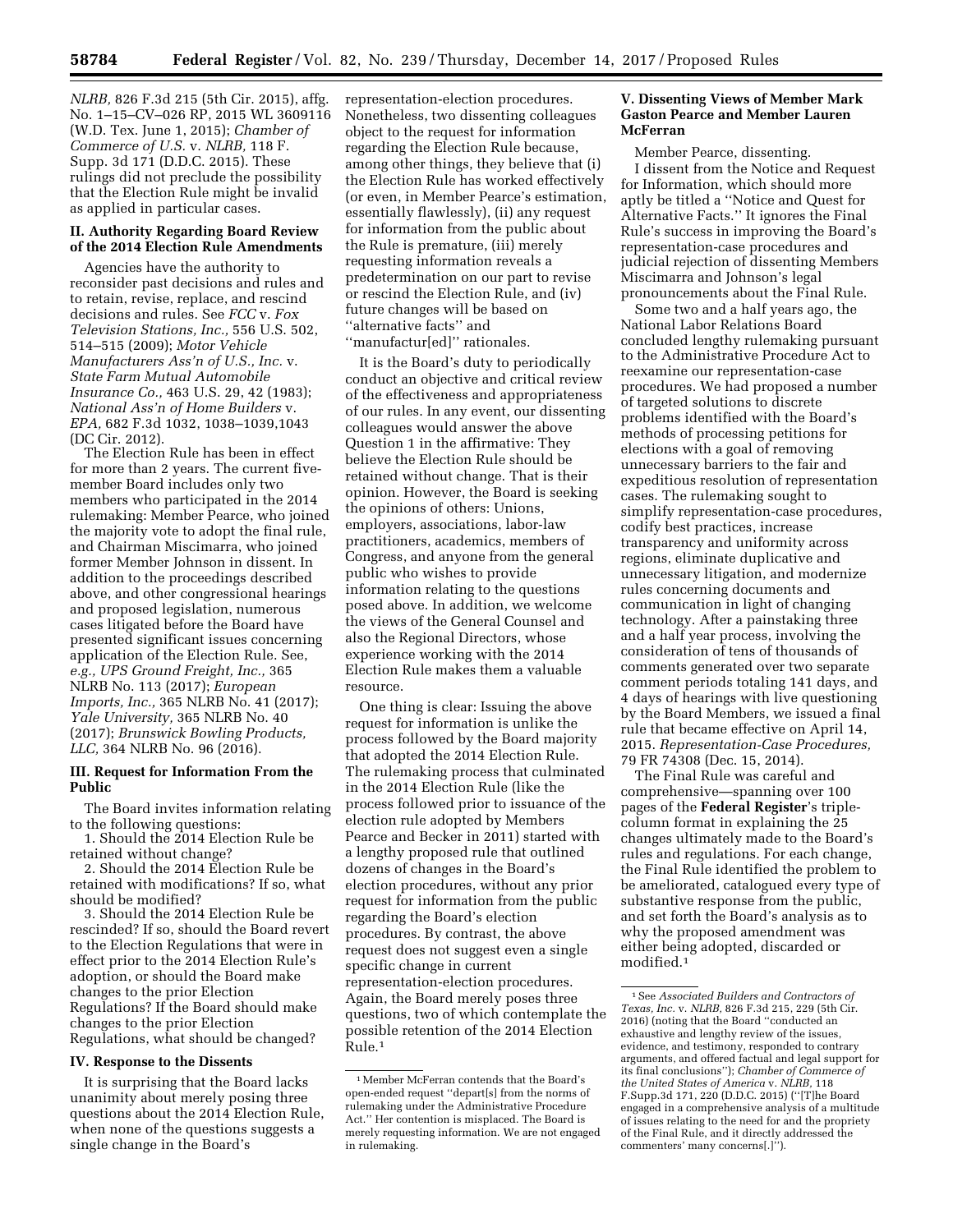*NLRB,* 826 F.3d 215 (5th Cir. 2015), affg. No. 1–15–CV–026 RP, 2015 WL 3609116 (W.D. Tex. June 1, 2015); *Chamber of Commerce of U.S.* v. *NLRB,* 118 F. Supp. 3d 171 (D.D.C. 2015). These rulings did not preclude the possibility that the Election Rule might be invalid as applied in particular cases.

## II. Authority Regarding Board Review of the 2014 Election Rule Amendments

Agencies have the authority to reconsider past decisions and rules and to retain, revise, replace, and rescind decisions and rules. See *FCC* v. *Fox Television Stations, Inc.,* 556 U.S. 502, 514–515 (2009); *Motor Vehicle Manufacturers Ass'n of U.S., Inc.* v. *State Farm Mutual Automobile Insurance Co.,* 463 U.S. 29, 42 (1983); *National Ass'n of Home Builders* v. *EPA,* 682 F.3d 1032, 1038–1039,1043 (DC Cir. 2012).

The Election Rule has been in effect for more than 2 years. The current five-member Board includes only two members who participated in the 2014 rulemaking: Member Pearce, who joined the majority vote to adopt the final rule, and Chairman Miscimarra, who joined former Member Johnson in dissent. In addition to the proceedings described above, and other congressional hearings and proposed legislation, numerous cases litigated before the Board have presented significant issues concerning application of the Election Rule. See, *e.g., UPS Ground Freight, Inc.,* 365 NLRB No. 113 (2017); *European Imports, Inc.,* 365 NLRB No. 41 (2017); *Yale University,* 365 NLRB No. 40 (2017); *Brunswick Bowling Products, LLC,* 364 NLRB No. 96 (2016).

## III. Request for Information From the Public

The Board invites information relating to the following questions:

1. Should the 2014 Election Rule be retained without change?

2. Should the 2014 Election Rule be retained with modifications? If so, what should be modified?

3. Should the 2014 Election Rule be rescinded? If so, should the Board revert to the Election Regulations that were in effect prior to the 2014 Election Rule's adoption, or should the Board make changes to the prior Election Regulations? If the Board should make changes to the prior Election Regulations, what should be changed?

## IV. Response to the Dissents

It is surprising that the Board lacks unanimity about merely posing three questions about the 2014 Election Rule, when none of the questions suggests a single change in the Board's representation-election procedures. Nonetheless, two dissenting colleagues object to the request for information regarding the Election Rule because, among other things, they believe that (i) the Election Rule has worked effectively (or even, in Member Pearce's estimation, essentially flawlessly), (ii) any request for information from the public about the Rule is premature, (iii) merely requesting information reveals a predetermination on our part to revise or rescind the Election Rule, and (iv) future changes will be based on "alternative facts" and "manufactur[ed]" rationales.

It is the Board's duty to periodically conduct an objective and critical review of the effectiveness and appropriateness of our rules. In any event, our dissenting colleagues would answer the above Question 1 in the affirmative: They believe the Election Rule should be retained without change. That is their opinion. However, the Board is seeking the opinions of others: Unions, employers, associations, labor-law practitioners, academics, members of Congress, and anyone from the general public who wishes to provide information relating to the questions posed above. In addition, we welcome the views of the General Counsel and also the Regional Directors, whose experience working with the 2014 Election Rule makes them a valuable resource.

One thing is clear: Issuing the above request for information is unlike the process followed by the Board majority that adopted the 2014 Election Rule. The rulemaking process that culminated in the 2014 Election Rule (like the process followed prior to issuance of the election rule adopted by Members Pearce and Becker in 2011) started with a lengthy proposed rule that outlined dozens of changes in the Board's election procedures, without any prior request for information from the public regarding the Board's election procedures. By contrast, the above request does not suggest even a single specific change in current representation-election procedures. Again, the Board merely poses three questions, two of which contemplate the possible retention of the 2014 Election Rule.[1]

[1] Member McFerran contends that the Board's open-ended request "depart[s] from the norms of rulemaking under the Administrative Procedure Act." Her contention is misplaced. The Board is merely requesting information. We are not engaged in rulemaking.

## V. Dissenting Views of Member Mark Gaston Pearce and Member Lauren McFerran

Member Pearce, dissenting.

I dissent from the Notice and Request for Information, which should more aptly be titled a "Notice and Quest for Alternative Facts." It ignores the Final Rule's success in improving the Board's representation-case procedures and judicial rejection of dissenting Members Miscimarra and Johnson's legal pronouncements about the Final Rule.

Some two and a half years ago, the National Labor Relations Board concluded lengthy rulemaking pursuant to the Administrative Procedure Act to reexamine our representation-case procedures. We had proposed a number of targeted solutions to discrete problems identified with the Board's methods of processing petitions for elections with a goal of removing unnecessary barriers to the fair and expeditious resolution of representation cases. The rulemaking sought to simplify representation-case procedures, codify best practices, increase transparency and uniformity across regions, eliminate duplicative and unnecessary litigation, and modernize rules concerning documents and communication in light of changing technology. After a painstaking three and a half year process, involving the consideration of tens of thousands of comments generated over two separate comment periods totaling 141 days, and 4 days of hearings with live questioning by the Board Members, we issued a final rule that became effective on April 14, 2015. *Representation-Case Procedures,* 79 FR 74308 (Dec. 15, 2014).

The Final Rule was careful and comprehensive—spanning over 100 pages of the **Federal Register**'s triple-column format in explaining the 25 changes ultimately made to the Board's rules and regulations. For each change, the Final Rule identified the problem to be ameliorated, catalogued every type of substantive response from the public, and set forth the Board's analysis as to why the proposed amendment was either being adopted, discarded or modified.[1]

[1] See *Associated Builders and Contractors of Texas, Inc.* v. *NLRB,* 826 F.3d 215, 229 (5th Cir. 2016) (noting that the Board "conducted an exhaustive and lengthy review of the issues, evidence, and testimony, responded to contrary arguments, and offered factual and legal support for its final conclusions"); *Chamber of Commerce of the United States of America* v. *NLRB,* 118 F.Supp.3d 171, 220 (D.D.C. 2015) ("[T]he Board engaged in a comprehensive analysis of a multitude of issues relating to the need for and the propriety of the Final Rule, and it directly addressed the commenters' many concerns[.]").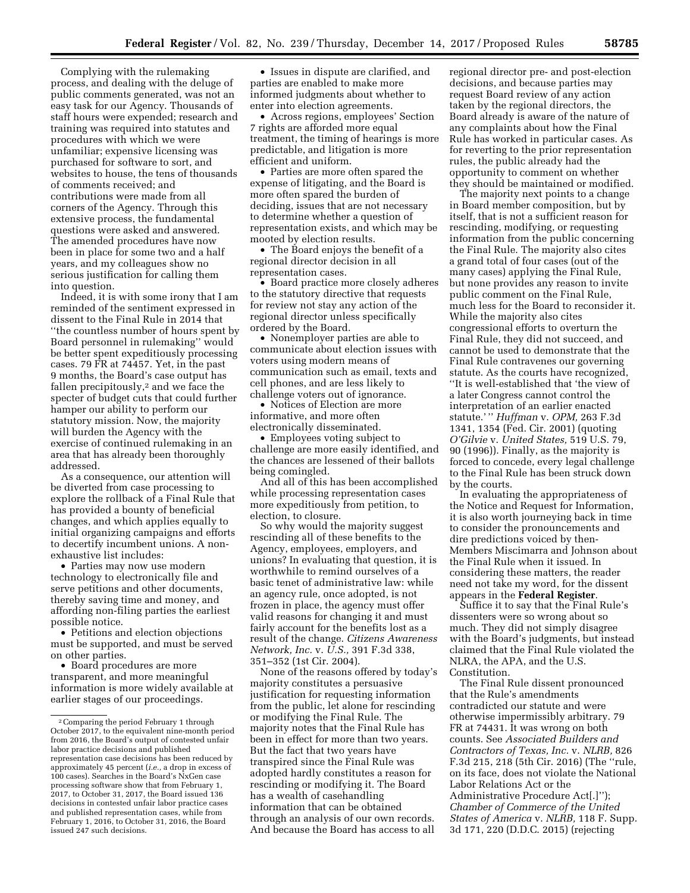Complying with the rulemaking process, and dealing with the deluge of public comments generated, was not an easy task for our Agency. Thousands of staff hours were expended; research and training was required into statutes and procedures with which we were unfamiliar; expensive licensing was purchased for software to sort, and websites to house, the tens of thousands of comments received; and contributions were made from all corners of the Agency. Through this extensive process, the fundamental questions were asked and answered. The amended procedures have now been in place for some two and a half years, and my colleagues show no serious justification for calling them into question.

Indeed, it is with some irony that I am reminded of the sentiment expressed in dissent to the Final Rule in 2014 that ''the countless number of hours spent by Board personnel in rulemaking'' would be better spent expeditiously processing cases. 79 FR at 74457. Yet, in the past 9 months, the Board's case output has fallen precipitously,[2] and we face the specter of budget cuts that could further hamper our ability to perform our statutory mission. Now, the majority will burden the Agency with the exercise of continued rulemaking in an area that has already been thoroughly addressed.

As a consequence, our attention will be diverted from case processing to explore the rollback of a Final Rule that has provided a bounty of beneficial changes, and which applies equally to initial organizing campaigns and efforts to decertify incumbent unions. A non-exhaustive list includes:

- Parties may now use modern technology to electronically file and serve petitions and other documents, thereby saving time and money, and affording non-filing parties the earliest possible notice.
- Petitions and election objections must be supported, and must be served on other parties.
- Board procedures are more transparent, and more meaningful information is more widely available at earlier stages of our proceedings.
- Issues in dispute are clarified, and parties are enabled to make more informed judgments about whether to enter into election agreements.
- Across regions, employees' Section 7 rights are afforded more equal treatment, the timing of hearings is more predictable, and litigation is more efficient and uniform.
- Parties are more often spared the expense of litigating, and the Board is more often spared the burden of deciding, issues that are not necessary to determine whether a question of representation exists, and which may be mooted by election results.
- The Board enjoys the benefit of a regional director decision in all representation cases.
- Board practice more closely adheres to the statutory directive that requests for review not stay any action of the regional director unless specifically ordered by the Board.
- Nonemployer parties are able to communicate about election issues with voters using modern means of communication such as email, texts and cell phones, and are less likely to challenge voters out of ignorance.
- Notices of Election are more informative, and more often electronically disseminated.
- Employees voting subject to challenge are more easily identified, and the chances are lessened of their ballots being comingled.

And all of this has been accomplished while processing representation cases more expeditiously from petition, to election, to closure.

So why would the majority suggest rescinding all of these benefits to the Agency, employees, employers, and unions? In evaluating that question, it is worthwhile to remind ourselves of a basic tenet of administrative law: while an agency rule, once adopted, is not frozen in place, the agency must offer valid reasons for changing it and must fairly account for the benefits lost as a result of the change. *Citizens Awareness Network, Inc.* v. *U.S.,* 391 F.3d 338, 351–352 (1st Cir. 2004).

None of the reasons offered by today's majority constitutes a persuasive justification for requesting information from the public, let alone for rescinding or modifying the Final Rule. The majority notes that the Final Rule has been in effect for more than two years. But the fact that two years have transpired since the Final Rule was adopted hardly constitutes a reason for rescinding or modifying it. The Board has a wealth of casehandling information that can be obtained through an analysis of our own records. And because the Board has access to all regional director pre- and post-election decisions, and because parties may request Board review of any action taken by the regional directors, the Board already is aware of the nature of any complaints about how the Final Rule has worked in particular cases. As for reverting to the prior representation rules, the public already had the opportunity to comment on whether they should be maintained or modified.

The majority next points to a change in Board member composition, but by itself, that is not a sufficient reason for rescinding, modifying, or requesting information from the public concerning the Final Rule. The majority also cites a grand total of four cases (out of the many cases) applying the Final Rule, but none provides any reason to invite public comment on the Final Rule, much less for the Board to reconsider it. While the majority also cites congressional efforts to overturn the Final Rule, they did not succeed, and cannot be used to demonstrate that the Final Rule contravenes our governing statute. As the courts have recognized, ''It is well-established that 'the view of a later Congress cannot control the interpretation of an earlier enacted statute.' '' *Huffman* v. *OPM,* 263 F.3d 1341, 1354 (Fed. Cir. 2001) (quoting *O'Gilvie* v. *United States,* 519 U.S. 79, 90 (1996)). Finally, as the majority is forced to concede, every legal challenge to the Final Rule has been struck down by the courts.

In evaluating the appropriateness of the Notice and Request for Information, it is also worth journeying back in time to consider the pronouncements and dire predictions voiced by then-Members Miscimarra and Johnson about the Final Rule when it issued. In considering these matters, the reader need not take my word, for the dissent appears in the **Federal Register**.

Suffice it to say that the Final Rule's dissenters were so wrong about so much. They did not simply disagree with the Board's judgments, but instead claimed that the Final Rule violated the NLRA, the APA, and the U.S. Constitution.

The Final Rule dissent pronounced that the Rule's amendments contradicted our statute and were otherwise impermissibly arbitrary. 79 FR at 74431. It was wrong on both counts. See *Associated Builders and Contractors of Texas, Inc.* v. *NLRB,* 826 F.3d 215, 218 (5th Cir. 2016) (The ''rule, on its face, does not violate the National Labor Relations Act or the Administrative Procedure Act[.]''); *Chamber of Commerce of the United States of America* v. *NLRB,* 118 F. Supp. 3d 171, 220 (D.D.C. 2015) (rejecting

[2] Comparing the period February 1 through October 2017, to the equivalent nine-month period from 2016, the Board's output of contested unfair labor practice decisions and published representation case decisions has been reduced by approximately 45 percent (*i.e.,* a drop in excess of 100 cases). Searches in the Board's NxGen case processing software show that from February 1, 2017, to October 31, 2017, the Board issued 136 decisions in contested unfair labor practice cases and published representation cases, while from February 1, 2016, to October 31, 2016, the Board issued 247 such decisions.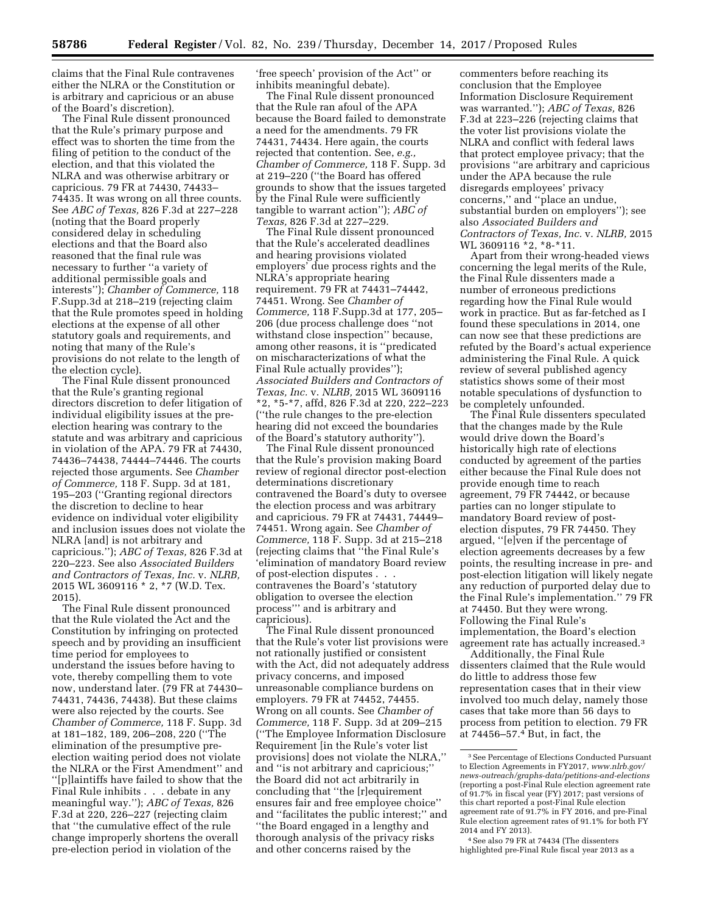claims that the Final Rule contravenes either the NLRA or the Constitution or is arbitrary and capricious or an abuse of the Board's discretion).

The Final Rule dissent pronounced that the Rule's primary purpose and effect was to shorten the time from the filing of petition to the conduct of the election, and that this violated the NLRA and was otherwise arbitrary or capricious. 79 FR at 74430, 74433–74435. It was wrong on all three counts. See *ABC of Texas,* 826 F.3d at 227–228 (noting that the Board properly considered delay in scheduling elections and that the Board also reasoned that the final rule was necessary to further ''a variety of additional permissible goals and interests''); *Chamber of Commerce,* 118 F.Supp.3d at 218–219 (rejecting claim that the Rule promotes speed in holding elections at the expense of all other statutory goals and requirements, and noting that many of the Rule's provisions do not relate to the length of the election cycle).

The Final Rule dissent pronounced that the Rule's granting regional directors discretion to defer litigation of individual eligibility issues at the pre-election hearing was contrary to the statute and was arbitrary and capricious in violation of the APA. 79 FR at 74430, 74436–74438, 74444–74446. The courts rejected those arguments. See *Chamber of Commerce,* 118 F. Supp. 3d at 181, 195–203 (''Granting regional directors the discretion to decline to hear evidence on individual voter eligibility and inclusion issues does not violate the NLRA [and] is not arbitrary and capricious.''); *ABC of Texas,* 826 F.3d at 220–223. See also *Associated Builders and Contractors of Texas, Inc.* v. *NLRB,* 2015 WL 3609116 * 2, *7 (W.D. Tex. 2015).

The Final Rule dissent pronounced that the Rule violated the Act and the Constitution by infringing on protected speech and by providing an insufficient time period for employees to understand the issues before having to vote, thereby compelling them to vote now, understand later. (79 FR at 74430–74431, 74436, 74438). But these claims were also rejected by the courts. See *Chamber of Commerce,* 118 F. Supp. 3d at 181–182, 189, 206–208, 220 (''The elimination of the presumptive pre-election waiting period does not violate the NLRA or the First Amendment'' and ''[p]laintiffs have failed to show that the Final Rule inhibits . . . debate in any meaningful way.''); *ABC of Texas,* 826 F.3d at 220, 226–227 (rejecting claim that ''the cumulative effect of the rule change improperly shortens the overall pre-election period in violation of the 'free speech' provision of the Act'' or inhibits meaningful debate).

The Final Rule dissent pronounced that the Rule ran afoul of the APA because the Board failed to demonstrate a need for the amendments. 79 FR 74431, 74434. Here again, the courts rejected that contention. See, *e.g., Chamber of Commerce,* 118 F. Supp. 3d at 219–220 (''the Board has offered grounds to show that the issues targeted by the Final Rule were sufficiently tangible to warrant action''); *ABC of Texas,* 826 F.3d at 227–229.

The Final Rule dissent pronounced that the Rule's accelerated deadlines and hearing provisions violated employers' due process rights and the NLRA's appropriate hearing requirement. 79 FR at 74431–74442, 74451. Wrong. See *Chamber of Commerce,* 118 F.Supp.3d at 177, 205–206 (due process challenge does ''not withstand close inspection'' because, among other reasons, it is ''predicated on mischaracterizations of what the Final Rule actually provides''); *Associated Builders and Contractors of Texas, Inc.* v. *NLRB,* 2015 WL 3609116 *2, *5-*7, affd, 826 F.3d at 220, 222–223 (''the rule changes to the pre-election hearing did not exceed the boundaries of the Board's statutory authority'').

The Final Rule dissent pronounced that the Rule's provision making Board review of regional director post-election determinations discretionary contravened the Board's duty to oversee the election process and was arbitrary and capricious. 79 FR at 74431, 74449–74451. Wrong again. See *Chamber of Commerce,* 118 F. Supp. 3d at 215–218 (rejecting claims that ''the Final Rule's 'elimination of mandatory Board review of post-election disputes . . . contravenes the Board's 'statutory obligation to oversee the election process''' and is arbitrary and capricious).

The Final Rule dissent pronounced that the Rule's voter list provisions were not rationally justified or consistent with the Act, did not adequately address privacy concerns, and imposed unreasonable compliance burdens on employers. 79 FR at 74452, 74455. Wrong on all counts. See *Chamber of Commerce,* 118 F. Supp. 3d at 209–215 (''The Employee Information Disclosure Requirement [in the Rule's voter list provisions] does not violate the NLRA,'' and ''is not arbitrary and capricious;'' the Board did not act arbitrarily in concluding that ''the [r]equirement ensures fair and free employee choice'' and ''facilitates the public interest;'' and ''the Board engaged in a lengthy and thorough analysis of the privacy risks and other concerns raised by the commenters before reaching its conclusion that the Employee Information Disclosure Requirement was warranted.''); *ABC of Texas,* 826 F.3d at 223–226 (rejecting claims that the voter list provisions violate the NLRA and conflict with federal laws that protect employee privacy; that the provisions ''are arbitrary and capricious under the APA because the rule disregards employees' privacy concerns,'' and ''place an undue, substantial burden on employers''); see also *Associated Builders and Contractors of Texas, Inc.* v. *NLRB,* 2015 WL 3609116 *2, *8-*11.

Apart from their wrong-headed views concerning the legal merits of the Rule, the Final Rule dissenters made a number of erroneous predictions regarding how the Final Rule would work in practice. But as far-fetched as I found these speculations in 2014, one can now see that these predictions are refuted by the Board's actual experience administering the Final Rule. A quick review of several published agency statistics shows some of their most notable speculations of dysfunction to be completely unfounded.

The Final Rule dissenters speculated that the changes made by the Rule would drive down the Board's historically high rate of elections conducted by agreement of the parties either because the Final Rule does not provide enough time to reach agreement, 79 FR 74442, or because parties can no longer stipulate to mandatory Board review of post-election disputes, 79 FR 74450. They argued, ''[e]ven if the percentage of election agreements decreases by a few points, the resulting increase in pre- and post-election litigation will likely negate any reduction of purported delay due to the Final Rule's implementation.'' 79 FR at 74450. But they were wrong. Following the Final Rule's implementation, the Board's election agreement rate has actually increased.[3]

Additionally, the Final Rule dissenters claimed that the Rule would do little to address those few representation cases that in their view involved too much delay, namely those cases that take more than 56 days to process from petition to election. 79 FR at 74456–57.[4] But, in fact, the

[3] See Percentage of Elections Conducted Pursuant to Election Agreements in FY2017, *www.nlrb.gov/news-outreach/graphs-data/petitions-and-elections* (reporting a post-Final Rule election agreement rate of 91.7% in fiscal year (FY) 2017; past versions of this chart reported a post-Final Rule election agreement rate of 91.7% in FY 2016, and pre-Final Rule election agreement rates of 91.1% for both FY 2014 and FY 2013).

[4] See also 79 FR at 74434 (The dissenters highlighted pre-Final Rule fiscal year 2013 as a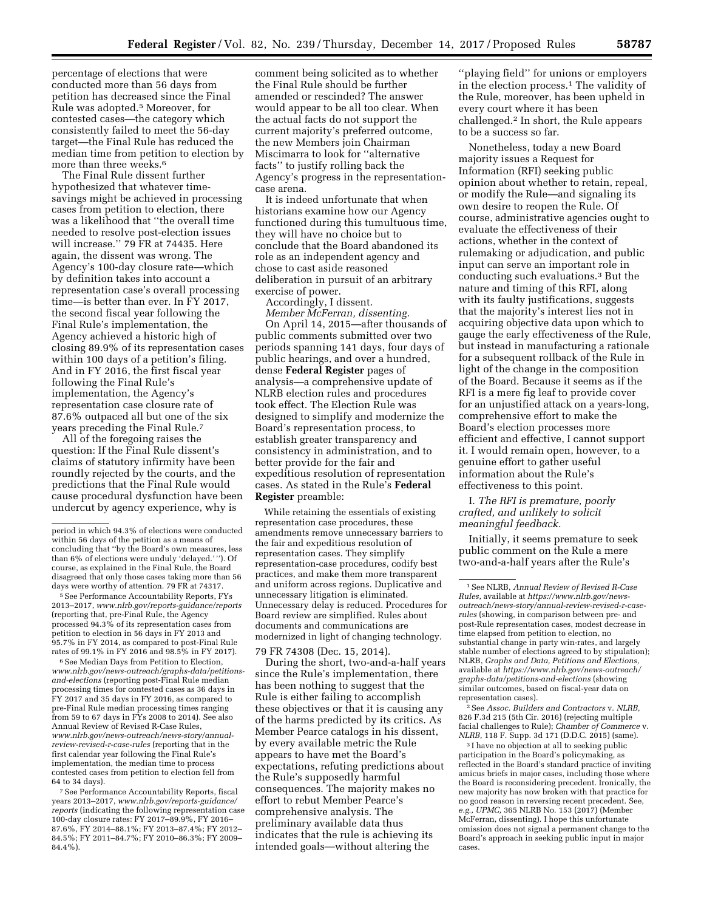percentage of elections that were conducted more than 56 days from petition has decreased since the Final Rule was adopted.[5] Moreover, for contested cases—the category which consistently failed to meet the 56-day target—the Final Rule has reduced the median time from petition to election by more than three weeks.[6]

The Final Rule dissent further hypothesized that whatever time-savings might be achieved in processing cases from petition to election, there was a likelihood that ''the overall time needed to resolve post-election issues will increase.'' 79 FR at 74435. Here again, the dissent was wrong. The Agency's 100-day closure rate—which by definition takes into account a representation case's overall processing time—is better than ever. In FY 2017, the second fiscal year following the Final Rule's implementation, the Agency achieved a historic high of closing 89.9% of its representation cases within 100 days of a petition's filing. And in FY 2016, the first fiscal year following the Final Rule's implementation, the Agency's representation case closure rate of 87.6% outpaced all but one of the six years preceding the Final Rule.[7]

All of the foregoing raises the question: If the Final Rule dissent's claims of statutory infirmity have been roundly rejected by the courts, and the predictions that the Final Rule would cause procedural dysfunction have been undercut by agency experience, why is comment being solicited as to whether the Final Rule should be further amended or rescinded? The answer would appear to be all too clear. When the actual facts do not support the current majority's preferred outcome, the new Members join Chairman Miscimarra to look for ''alternative facts'' to justify rolling back the Agency's progress in the representation-case arena.

It is indeed unfortunate that when historians examine how our Agency functioned during this tumultuous time, they will have no choice but to conclude that the Board abandoned its role as an independent agency and chose to cast aside reasoned deliberation in pursuit of an arbitrary exercise of power.

Accordingly, I dissent.

*Member McFerran, dissenting.*

On April 14, 2015—after thousands of public comments submitted over two periods spanning 141 days, four days of public hearings, and over a hundred, dense **Federal Register** pages of analysis—a comprehensive update of NLRB election rules and procedures took effect. The Election Rule was designed to simplify and modernize the Board's representation process, to establish greater transparency and consistency in administration, and to better provide for the fair and expeditious resolution of representation cases. As stated in the Rule's **Federal Register** preamble:

> While retaining the essentials of existing representation case procedures, these amendments remove unnecessary barriers to the fair and expeditious resolution of representation cases. They simplify representation-case procedures, codify best practices, and make them more transparent and uniform across regions. Duplicative and unnecessary litigation is eliminated. Unnecessary delay is reduced. Procedures for Board review are simplified. Rules about documents and communications are modernized in light of changing technology.

79 FR 74308 (Dec. 15, 2014).

During the short, two-and-a-half years since the Rule's implementation, there has been nothing to suggest that the Rule is either failing to accomplish these objectives or that it is causing any of the harms predicted by its critics. As Member Pearce catalogs in his dissent, by every available metric the Rule appears to have met the Board's expectations, refuting predictions about the Rule's supposedly harmful consequences. The majority makes no effort to rebut Member Pearce's comprehensive analysis. The preliminary available data thus indicates that the rule is achieving its intended goals—without altering the ''playing field'' for unions or employers in the election process.[1] The validity of the Rule, moreover, has been upheld in every court where it has been challenged.[2] In short, the Rule appears to be a success so far.

Nonetheless, today a new Board majority issues a Request for Information (RFI) seeking public opinion about whether to retain, repeal, or modify the Rule—and signaling its own desire to reopen the Rule. Of course, administrative agencies ought to evaluate the effectiveness of their actions, whether in the context of rulemaking or adjudication, and public input can serve an important role in conducting such evaluations.[3] But the nature and timing of this RFI, along with its faulty justifications, suggests that the majority's interest lies not in acquiring objective data upon which to gauge the early effectiveness of the Rule, but instead in manufacturing a rationale for a subsequent rollback of the Rule in light of the change in the composition of the Board. Because it seems as if the RFI is a mere fig leaf to provide cover for an unjustified attack on a years-long, comprehensive effort to make the Board's election processes more efficient and effective, I cannot support it. I would remain open, however, to a genuine effort to gather useful information about the Rule's effectiveness to this point.

*I. The RFI is premature, poorly crafted, and unlikely to solicit meaningful feedback.*

Initially, it seems premature to seek public comment on the Rule a mere two-and-a-half years after the Rule's

---

period in which 94.3% of elections were conducted within 56 days of the petition as a means of concluding that ''by the Board's own measures, less than 6% of elections were unduly 'delayed.' ''). Of course, as explained in the Final Rule, the Board disagreed that only those cases taking more than 56 days were worthy of attention. 79 FR at 74317.

[5] See Performance Accountability Reports, FYs 2013–2017, *www.nlrb.gov/reports-guidance/reports* (reporting that, pre-Final Rule, the Agency processed 94.3% of its representation cases from petition to election in 56 days in FY 2013 and 95.7% in FY 2014, as compared to post-Final Rule rates of 99.1% in FY 2016 and 98.5% in FY 2017).

[6] See Median Days from Petition to Election, *www.nlrb.gov/news-outreach/graphs-data/petitions-and-elections* (reporting post-Final Rule median processing times for contested cases as 36 days in FY 2017 and 35 days in FY 2016, as compared to pre-Final Rule median processing times ranging from 59 to 67 days in FYs 2008 to 2014). See also Annual Review of Revised R-Case Rules, *www.nlrb.gov/news-outreach/news-story/annual-review-revised-r-case-rules* (reporting that in the first calendar year following the Final Rule's implementation, the median time to process contested cases from petition to election fell from 64 to 34 days).

[7] See Performance Accountability Reports, fiscal years 2013–2017, *www.nlrb.gov/reports-guidance/reports* (indicating the following representation case 100-day closure rates: FY 2017–89.9%, FY 2016–87.6%, FY 2014–88.1%; FY 2013–87.4%; FY 2012–84.5%; FY 2011–84.7%; FY 2010–86.3%; FY 2009–84.4%).

[1] See NLRB, *Annual Review of Revised R-Case Rules,* available at *https://www.nlrb.gov/news-outreach/news-story/annual-review-revised-r-case-rules* (showing, in comparison between pre- and post-Rule representation cases, modest decrease in time elapsed from petition to election, no substantial change in party win-rates, and largely stable number of elections agreed to by stipulation); NLRB, *Graphs and Data, Petitions and Elections,* available at *https://www.nlrb.gov/news-outreach/graphs-data/petitions-and-elections* (showing similar outcomes, based on fiscal-year data on representation cases).

[2] See *Assoc. Builders and Contractors* v. *NLRB,* 826 F.3d 215 (5th Cir. 2016) (rejecting multiple facial challenges to Rule); *Chamber of Commerce* v. *NLRB,* 118 F. Supp. 3d 171 (D.D.C. 2015) (same).

[3] I have no objection at all to seeking public participation in the Board's policymaking, as reflected in the Board's standard practice of inviting amicus briefs in major cases, including those where the Board is reconsidering precedent. Ironically, the new majority has now broken with that practice for no good reason in reversing recent precedent. See, *e.g., UPMC,* 365 NLRB No. 153 (2017) (Member McFerran, dissenting). I hope this unfortunate omission does not signal a permanent change to the Board's approach in seeking public input in major cases.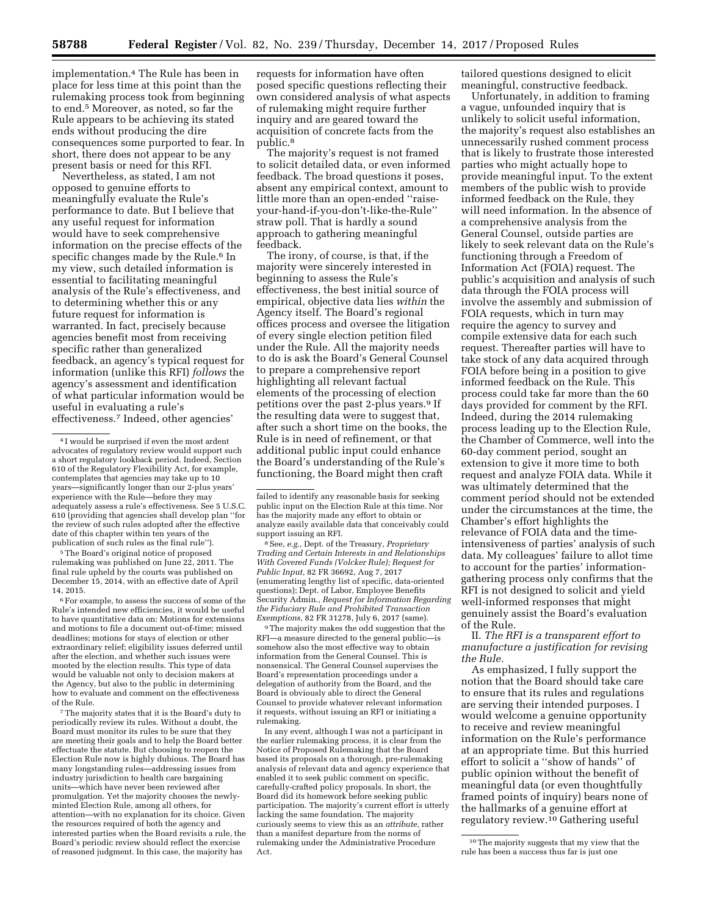implementation.[4] The Rule has been in place for less time at this point than the rulemaking process took from beginning to end.[5] Moreover, as noted, so far the Rule appears to be achieving its stated ends without producing the dire consequences some purported to fear. In short, there does not appear to be any present basis or need for this RFI.

Nevertheless, as stated, I am not opposed to genuine efforts to meaningfully evaluate the Rule's performance to date. But I believe that any useful request for information would have to seek comprehensive information on the precise effects of the specific changes made by the Rule.[6] In my view, such detailed information is essential to facilitating meaningful analysis of the Rule's effectiveness, and to determining whether this or any future request for information is warranted. In fact, precisely because agencies benefit most from receiving specific rather than generalized feedback, an agency's typical request for information (unlike this RFI) *follows* the agency's assessment and identification of what particular information would be useful in evaluating a rule's effectiveness.[7] Indeed, other agencies' requests for information have often posed specific questions reflecting their own considered analysis of what aspects of rulemaking might require further inquiry and are geared toward the acquisition of concrete facts from the public.[8]

The majority's request is not framed to solicit detailed data, or even informed feedback. The broad questions it poses, absent any empirical context, amount to little more than an open-ended ''raise-your-hand-if-you-don't-like-the-Rule'' straw poll. That is hardly a sound approach to gathering meaningful feedback.

The irony, of course, is that, if the majority were sincerely interested in beginning to assess the Rule's effectiveness, the best initial source of empirical, objective data lies *within* the Agency itself. The Board's regional offices process and oversee the litigation of every single election petition filed under the Rule. All the majority needs to do is ask the Board's General Counsel to prepare a comprehensive report highlighting all relevant factual elements of the processing of election petitions over the past 2-plus years.[9] If the resulting data were to suggest that, after such a short time on the books, the Rule is in need of refinement, or that additional public input could enhance the Board's understanding of the Rule's functioning, the Board might then craft tailored questions designed to elicit meaningful, constructive feedback.

Unfortunately, in addition to framing a vague, unfounded inquiry that is unlikely to solicit useful information, the majority's request also establishes an unnecessarily rushed comment process that is likely to frustrate those interested parties who might actually hope to provide meaningful input. To the extent members of the public wish to provide informed feedback on the Rule, they will need information. In the absence of a comprehensive analysis from the General Counsel, outside parties are likely to seek relevant data on the Rule's functioning through a Freedom of Information Act (FOIA) request. The public's acquisition and analysis of such data through the FOIA process will involve the assembly and submission of FOIA requests, which in turn may require the agency to survey and compile extensive data for each such request. Thereafter parties will have to take stock of any data acquired through FOIA before being in a position to give informed feedback on the Rule. This process could take far more than the 60 days provided for comment by the RFI. Indeed, during the 2014 rulemaking process leading up to the Election Rule, the Chamber of Commerce, well into the 60-day comment period, sought an extension to give it more time to both request and analyze FOIA data. While it was ultimately determined that the comment period should not be extended under the circumstances at the time, the Chamber's effort highlights the relevance of FOIA data and the time-intensiveness of parties' analysis of such data. My colleagues' failure to allot time to account for the parties' information-gathering process only confirms that the RFI is not designed to solicit and yield well-informed responses that might genuinely assist the Board's evaluation of the Rule.

II. *The RFI is a transparent effort to manufacture a justification for revising the Rule.*

As emphasized, I fully support the notion that the Board should take care to ensure that its rules and regulations are serving their intended purposes. I would welcome a genuine opportunity to receive and review meaningful information on the Rule's performance at an appropriate time. But this hurried effort to solicit a ''show of hands'' of public opinion without the benefit of meaningful data (or even thoughtfully framed points of inquiry) bears none of the hallmarks of a genuine effort at regulatory review.[10] Gathering useful

---

[4] I would be surprised if even the most ardent advocates of regulatory review would support such a short regulatory lookback period. Indeed, Section 610 of the Regulatory Flexibility Act, for example, contemplates that agencies may take up to 10 years—significantly longer than our 2-plus years' experience with the Rule—before they may adequately assess a rule's effectiveness. See 5 U.S.C. 610 (providing that agencies shall develop plan ''for the review of such rules adopted after the effective date of this chapter within ten years of the publication of such rules as the final rule'').

[5] The Board's original notice of proposed rulemaking was published on June 22, 2011. The final rule upheld by the courts was published on December 15, 2014, with an effective date of April 14, 2015.

[6] For example, to assess the success of some of the Rule's intended new efficiencies, it would be useful to have quantitative data on: Motions for extensions and motions to file a document out-of-time; missed deadlines; motions for stays of election or other extraordinary relief; eligibility issues deferred until after the election, and whether such issues were mooted by the election results. This type of data would be valuable not only to decision makers at the Agency, but also to the public in determining how to evaluate and comment on the effectiveness of the Rule.

[7] The majority states that it is the Board's duty to periodically review its rules. Without a doubt, the Board must monitor its rules to be sure that they are meeting their goals and to help the Board better effectuate the statute. But choosing to reopen the Election Rule now is highly dubious. The Board has many longstanding rules—addressing issues from industry jurisdiction to health care bargaining units—which have never been reviewed after promulgation. Yet the majority chooses the newly-minted Election Rule, among all others, for attention—with no explanation for its choice. Given the resources required of both the agency and interested parties when the Board revisits a rule, the Board's periodic review should reflect the exercise of reasoned judgment. In this case, the majority has failed to identify any reasonable basis for seeking public input on the Election Rule at this time. Nor has the majority made any effort to obtain or analyze easily available data that conceivably could support issuing an RFI.

[8] See, *e.g.,* Dept. of the Treasury, *Proprietary Trading and Certain Interests in and Relationships With Covered Funds (Volcker Rule); Request for Public Input,* 82 FR 36692, Aug 7, 2017 (enumerating lengthy list of specific, data-oriented questions); Dept. of Labor, Employee Benefits Security Admin., *Request for Information Regarding the Fiduciary Rule and Prohibited Transaction Exemptions,* 82 FR 31278, July 6, 2017 (same).

[9] The majority makes the odd suggestion that the RFI—a measure directed to the general public—is somehow also the most effective way to obtain information from the General Counsel. This is nonsensical. The General Counsel supervises the Board's representation proceedings under a delegation of authority from the Board, and the Board is obviously able to direct the General Counsel to provide whatever relevant information it requests, without issuing an RFI or initiating a rulemaking.

In any event, although I was not a participant in the earlier rulemaking process, it is clear from the Notice of Proposed Rulemaking that the Board based its proposals on a thorough, pre-rulemaking analysis of relevant data and agency experience that enabled it to seek public comment on specific, carefully-crafted policy proposals. In short, the Board did its homework before seeking public participation. The majority's current effort is utterly lacking the same foundation. The majority curiously seems to view this as an *attribute,* rather than a manifest departure from the norms of rulemaking under the Administrative Procedure Act.

[10] The majority suggests that my view that the rule has been a success thus far is just one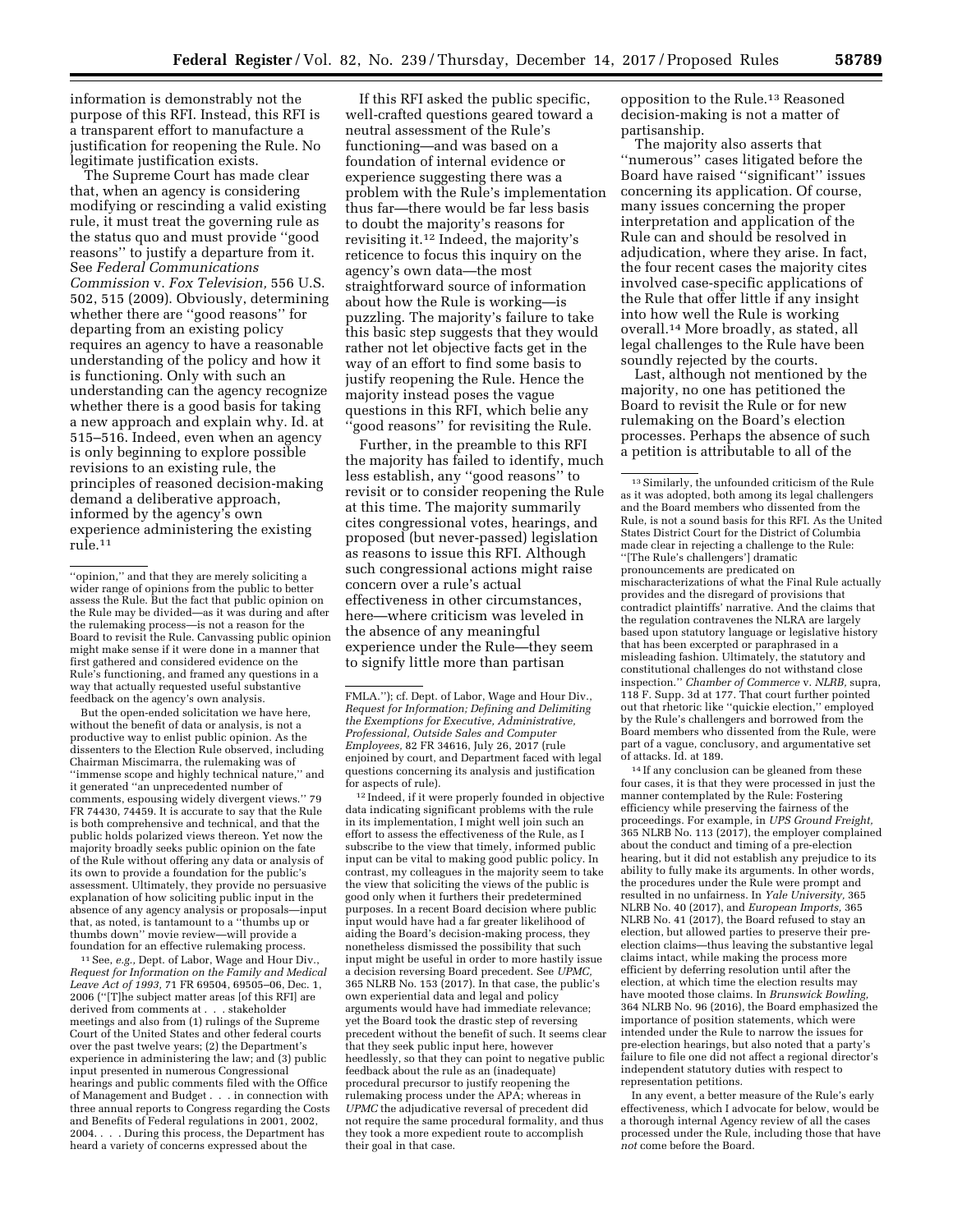information is demonstrably not the purpose of this RFI. Instead, this RFI is a transparent effort to manufacture a justification for reopening the Rule. No legitimate justification exists.

The Supreme Court has made clear that, when an agency is considering modifying or rescinding a valid existing rule, it must treat the governing rule as the status quo and must provide ''good reasons'' to justify a departure from it. See *Federal Communications Commission* v. *Fox Television,* 556 U.S. 502, 515 (2009). Obviously, determining whether there are ''good reasons'' for departing from an existing policy requires an agency to have a reasonable understanding of the policy and how it is functioning. Only with such an understanding can the agency recognize whether there is a good basis for taking a new approach and explain why. Id. at 515–516. Indeed, even when an agency is only beginning to explore possible revisions to an existing rule, the principles of reasoned decision-making demand a deliberative approach, informed by the agency's own experience administering the existing rule.[11]

If this RFI asked the public specific, well-crafted questions geared toward a neutral assessment of the Rule's functioning—and was based on a foundation of internal evidence or experience suggesting there was a problem with the Rule's implementation thus far—there would be far less basis to doubt the majority's reasons for revisiting it.[12] Indeed, the majority's reticence to focus this inquiry on the agency's own data—the most straightforward source of information about how the Rule is working—is puzzling. The majority's failure to take this basic step suggests that they would rather not let objective facts get in the way of an effort to find some basis to justify reopening the Rule. Hence the majority instead poses the vague questions in this RFI, which belie any ''good reasons'' for revisiting the Rule.

Further, in the preamble to this RFI the majority has failed to identify, much less establish, any ''good reasons'' to revisit or to consider reopening the Rule at this time. The majority summarily cites congressional votes, hearings, and proposed (but never-passed) legislation as reasons to issue this RFI. Although such congressional actions might raise concern over a rule's actual effectiveness in other circumstances, here—where criticism was leveled in the absence of any meaningful experience under the Rule—they seem to signify little more than partisan opposition to the Rule.[13] Reasoned decision-making is not a matter of partisanship.

The majority also asserts that ''numerous'' cases litigated before the Board have raised ''significant'' issues concerning its application. Of course, many issues concerning the proper interpretation and application of the Rule can and should be resolved in adjudication, where they arise. In fact, the four recent cases the majority cites involved case-specific applications of the Rule that offer little if any insight into how well the Rule is working overall.[14] More broadly, as stated, all legal challenges to the Rule have been soundly rejected by the courts.

Last, although not mentioned by the majority, no one has petitioned the Board to revisit the Rule or for new rulemaking on the Board's election processes. Perhaps the absence of such a petition is attributable to all of the

---

''opinion,'' and that they are merely soliciting a wider range of opinions from the public to better assess the Rule. But the fact that public opinion on the Rule may be divided—as it was during and after the rulemaking process—is not a reason for the Board to revisit the Rule. Canvassing public opinion might make sense if it were done in a manner that first gathered and considered evidence on the Rule's functioning, and framed any questions in a way that actually requested useful substantive feedback on the agency's own analysis.

But the open-ended solicitation we have here, without the benefit of data or analysis, is not a productive way to enlist public opinion. As the dissenters to the Election Rule observed, including Chairman Miscimarra, the rulemaking was of ''immense scope and highly technical nature,'' and it generated ''an unprecedented number of comments, espousing widely divergent views.'' 79 FR 74430, 74459. It is accurate to say that the Rule is both comprehensive and technical, and that the public holds polarized views thereon. Yet now the majority broadly seeks public opinion on the fate of the Rule without offering any data or analysis of its own to provide a foundation for the public's assessment. Ultimately, they provide no persuasive explanation of how soliciting public input in the absence of any agency analysis or proposals—input that, as noted, is tantamount to a ''thumbs up or thumbs down'' movie review—will provide a foundation for an effective rulemaking process.

[11] See, *e.g.,* Dept. of Labor, Wage and Hour Div., *Request for Information on the Family and Medical Leave Act of 1993,* 71 FR 69504, 69505–06, Dec. 1, 2006 (''[T]he subject matter areas [of this RFI] are derived from comments at . . . stakeholder meetings and also from (1) rulings of the Supreme Court of the United States and other federal courts over the past twelve years; (2) the Department's experience in administering the law; and (3) public input presented in numerous Congressional hearings and public comments filed with the Office of Management and Budget . . . in connection with three annual reports to Congress regarding the Costs and Benefits of Federal regulations in 2001, 2002, 2004. . . . During this process, the Department has heard a variety of concerns expressed about the FMLA.''); cf. Dept. of Labor, Wage and Hour Div., *Request for Information; Defining and Delimiting the Exemptions for Executive, Administrative, Professional, Outside Sales and Computer Employees,* 82 FR 34616, July 26, 2017 (rule enjoined by court, and Department faced with legal questions concerning its analysis and justification for aspects of rule).

[12] Indeed, if it were properly founded in objective data indicating significant problems with the rule in its implementation, I might well join such an effort to assess the effectiveness of the Rule, as I subscribe to the view that timely, informed public input can be vital to making good public policy. In contrast, my colleagues in the majority seem to take the view that soliciting the views of the public is good only when it furthers their predetermined purposes. In a recent Board decision where public input would have had a far greater likelihood of aiding the Board's decision-making process, they nonetheless dismissed the possibility that such input might be useful in order to more hastily issue a decision reversing Board precedent. See *UPMC,* 365 NLRB No. 153 (2017). In that case, the public's own experiential data and legal and policy arguments would have had immediate relevance; yet the Board took the drastic step of reversing precedent without the benefit of such. It seems clear that they seek public input here, however heedlessly, so that they can point to negative public feedback about the rule as an (inadequate) procedural precursor to justify reopening the rulemaking process under the APA; whereas in *UPMC* the adjudicative reversal of precedent did not require the same procedural formality, and thus they took a more expedient route to accomplish their goal in that case.

[13] Similarly, the unfounded criticism of the Rule as it was adopted, both among its legal challengers and the Board members who dissented from the Rule, is not a sound basis for this RFI. As the United States District Court for the District of Columbia made clear in rejecting a challenge to the Rule: ''[The Rule's challengers'] dramatic pronouncements are predicated on mischaracterizations of what the Final Rule actually provides and the disregard of provisions that contradict plaintiffs' narrative. And the claims that the regulation contravenes the NLRA are largely based upon statutory language or legislative history that has been excerpted or paraphrased in a misleading fashion. Ultimately, the statutory and constitutional challenges do not withstand close inspection.'' *Chamber of Commerce* v. *NLRB,* supra, 118 F. Supp. 3d at 177. That court further pointed out that rhetoric like ''quickie election,'' employed by the Rule's challengers and borrowed from the Board members who dissented from the Rule, were part of a vague, conclusory, and argumentative set of attacks. Id. at 189.

[14] If any conclusion can be gleaned from these four cases, it is that they were processed in just the manner contemplated by the Rule: Fostering efficiency while preserving the fairness of the proceedings. For example, in *UPS Ground Freight,* 365 NLRB No. 113 (2017), the employer complained about the conduct and timing of a pre-election hearing, but it did not establish any prejudice to its ability to fully make its arguments. In other words, the procedures under the Rule were prompt and resulted in no unfairness. In *Yale University,* 365 NLRB No. 40 (2017), and *European Imports,* 365 NLRB No. 41 (2017), the Board refused to stay an election, but allowed parties to preserve their pre-election claims—thus leaving the substantive legal claims intact, while making the process more efficient by deferring resolution until after the election, at which time the election results may have mooted those claims. In *Brunswick Bowling,* 364 NLRB No. 96 (2016), the Board emphasized the importance of position statements, which were intended under the Rule to narrow the issues for pre-election hearings, but also noted that a party's failure to file one did not affect a regional director's independent statutory duties with respect to representation petitions.

In any event, a better measure of the Rule's early effectiveness, which I advocate for below, would be a thorough internal Agency review of all the cases processed under the Rule, including those that have *not* come before the Board.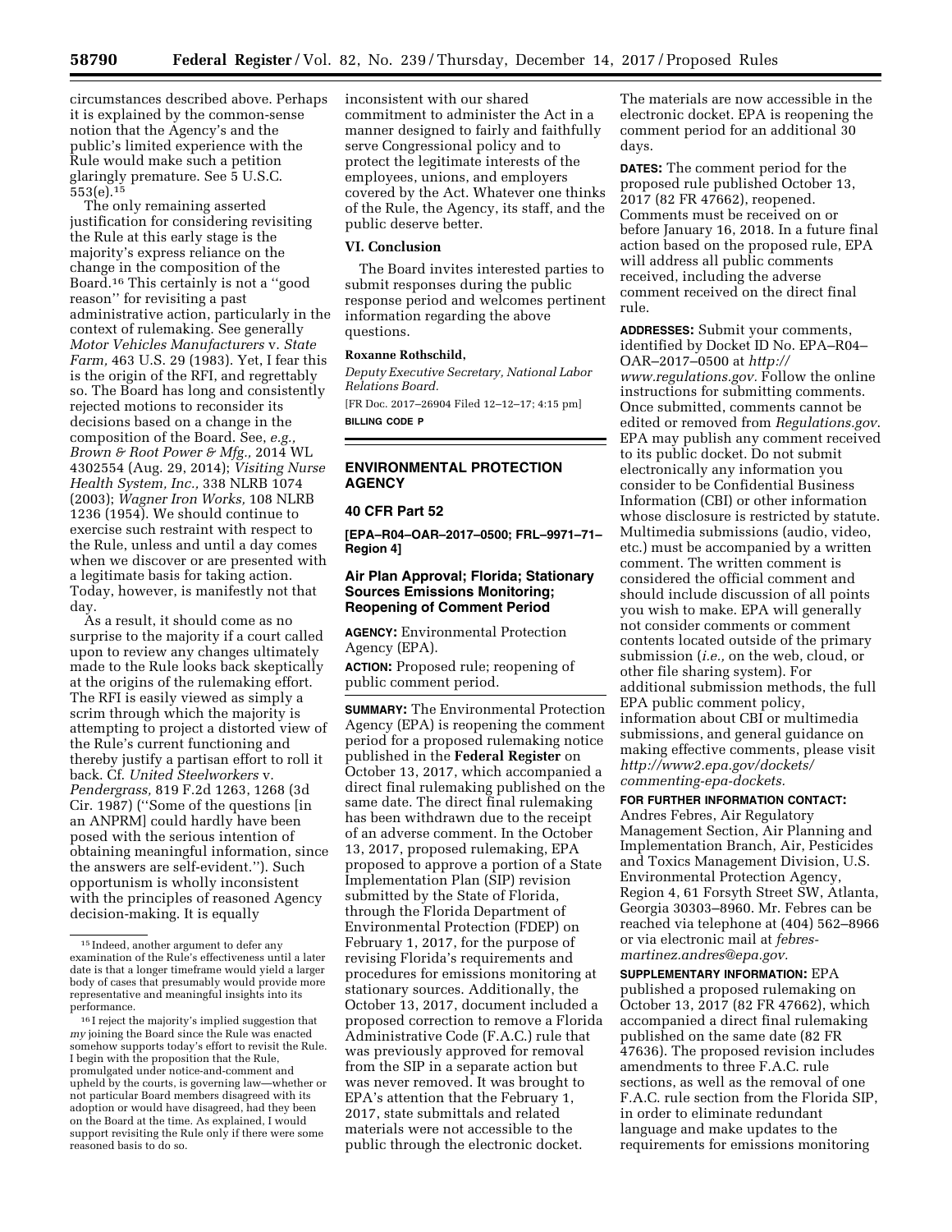circumstances described above. Perhaps it is explained by the common-sense notion that the Agency's and the public's limited experience with the Rule would make such a petition glaringly premature. See 5 U.S.C. 553(e).[15]

The only remaining asserted justification for considering revisiting the Rule at this early stage is the majority's express reliance on the change in the composition of the Board.[16] This certainly is not a ''good reason'' for revisiting a past administrative action, particularly in the context of rulemaking. See generally *Motor Vehicles Manufacturers* v. *State Farm,* 463 U.S. 29 (1983). Yet, I fear this is the origin of the RFI, and regrettably so. The Board has long and consistently rejected motions to reconsider its decisions based on a change in the composition of the Board. See, *e.g., Brown & Root Power & Mfg.,* 2014 WL 4302554 (Aug. 29, 2014); *Visiting Nurse Health System, Inc.,* 338 NLRB 1074 (2003); *Wagner Iron Works,* 108 NLRB 1236 (1954). We should continue to exercise such restraint with respect to the Rule, unless and until a day comes when we discover or are presented with a legitimate basis for taking action. Today, however, is manifestly not that day.

As a result, it should come as no surprise to the majority if a court called upon to review any changes ultimately made to the Rule looks back skeptically at the origins of the rulemaking effort. The RFI is easily viewed as simply a scrim through which the majority is attempting to project a distorted view of the Rule's current functioning and thereby justify a partisan effort to roll it back. Cf. *United Steelworkers* v. *Pendergrass,* 819 F.2d 1263, 1268 (3d Cir. 1987) (''Some of the questions [in an ANPRM] could hardly have been posed with the serious intention of obtaining meaningful information, since the answers are self-evident.''). Such opportunism is wholly inconsistent with the principles of reasoned Agency decision-making. It is equally inconsistent with our shared commitment to administer the Act in a manner designed to fairly and faithfully serve Congressional policy and to protect the legitimate interests of the employees, unions, and employers covered by the Act. Whatever one thinks of the Rule, the Agency, its staff, and the public deserve better.

### VI. Conclusion

The Board invites interested parties to submit responses during the public response period and welcomes pertinent information regarding the above questions.

**Roxanne Rothschild,**

*Deputy Executive Secretary, National Labor Relations Board.*

[FR Doc. 2017–26904 Filed 12–12–17; 4:15 pm]

**BILLING CODE P**

---

[15] Indeed, another argument to defer any examination of the Rule's effectiveness until a later date is that a longer timeframe would yield a larger body of cases that presumably would provide more representative and meaningful insights into its performance.

[16] I reject the majority's implied suggestion that *my* joining the Board since the Rule was enacted somehow supports today's effort to revisit the Rule. I begin with the proposition that the Rule, promulgated under notice-and-comment and upheld by the courts, is governing law—whether or not particular Board members disagreed with its adoption or would have disagreed, had they been on the Board at the time. As explained, I would support revisiting the Rule only if there were some reasoned basis to do so.

---

## ENVIRONMENTAL PROTECTION AGENCY

### 40 CFR Part 52

**[EPA–R04–OAR–2017–0500; FRL–9971–71–Region 4]**

### Air Plan Approval; Florida; Stationary Sources Emissions Monitoring; Reopening of Comment Period

**AGENCY:** Environmental Protection Agency (EPA).

**ACTION:** Proposed rule; reopening of public comment period.

**SUMMARY:** The Environmental Protection Agency (EPA) is reopening the comment period for a proposed rulemaking notice published in the **Federal Register** on October 13, 2017, which accompanied a direct final rulemaking published on the same date. The direct final rulemaking has been withdrawn due to the receipt of an adverse comment. In the October 13, 2017, proposed rulemaking, EPA proposed to approve a portion of a State Implementation Plan (SIP) revision submitted by the State of Florida, through the Florida Department of Environmental Protection (FDEP) on February 1, 2017, for the purpose of revising Florida's requirements and procedures for emissions monitoring at stationary sources. Additionally, the October 13, 2017, document included a proposed correction to remove a Florida Administrative Code (F.A.C.) rule that was previously approved for removal from the SIP in a separate action but was never removed. It was brought to EPA's attention that the February 1, 2017, state submittals and related materials were not accessible to the public through the electronic docket. The materials are now accessible in the electronic docket. EPA is reopening the comment period for an additional 30 days.

**DATES:** The comment period for the proposed rule published October 13, 2017 (82 FR 47662), reopened. Comments must be received on or before January 16, 2018. In a future final action based on the proposed rule, EPA will address all public comments received, including the adverse comment received on the direct final rule.

**ADDRESSES:** Submit your comments, identified by Docket ID No. EPA–R04–OAR–2017–0500 at *http://www.regulations.gov.* Follow the online instructions for submitting comments. Once submitted, comments cannot be edited or removed from *Regulations.gov*. EPA may publish any comment received to its public docket. Do not submit electronically any information you consider to be Confidential Business Information (CBI) or other information whose disclosure is restricted by statute. Multimedia submissions (audio, video, etc.) must be accompanied by a written comment. The written comment is considered the official comment and should include discussion of all points you wish to make. EPA will generally not consider comments or comment contents located outside of the primary submission (*i.e.,* on the web, cloud, or other file sharing system). For additional submission methods, the full EPA public comment policy, information about CBI or multimedia submissions, and general guidance on making effective comments, please visit *http://www2.epa.gov/dockets/commenting-epa-dockets.*

**FOR FURTHER INFORMATION CONTACT:** Andres Febres, Air Regulatory Management Section, Air Planning and Implementation Branch, Air, Pesticides and Toxics Management Division, U.S. Environmental Protection Agency, Region 4, 61 Forsyth Street SW, Atlanta, Georgia 30303–8960. Mr. Febres can be reached via telephone at (404) 562–8966 or via electronic mail at *febres-martinez.andres@epa.gov.*

**SUPPLEMENTARY INFORMATION:** EPA published a proposed rulemaking on October 13, 2017 (82 FR 47662), which accompanied a direct final rulemaking published on the same date (82 FR 47636). The proposed revision includes amendments to three F.A.C. rule sections, as well as the removal of one F.A.C. rule section from the Florida SIP, in order to eliminate redundant language and make updates to the requirements for emissions monitoring